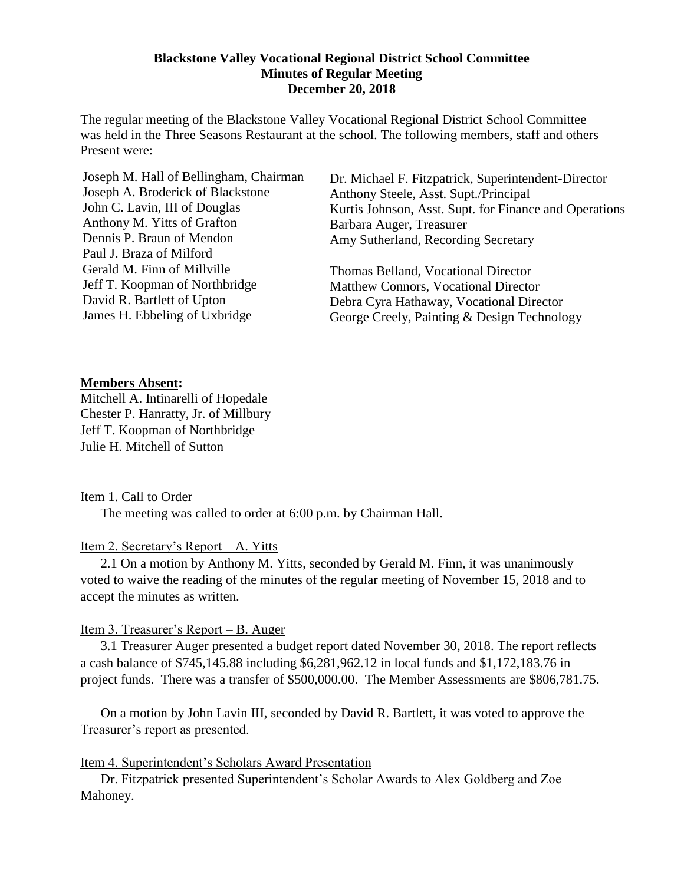**Blackstone Valley Vocational Regional District School Committee**
**Minutes of Regular Meeting**
**December 20, 2018**

The regular meeting of the Blackstone Valley Vocational Regional District School Committee was held in the Three Seasons Restaurant at the school. The following members, staff and others Present were:

Joseph M. Hall of Bellingham, Chairman
Joseph A. Broderick of Blackstone
John C. Lavin, III of Douglas
Anthony M. Yitts of Grafton
Dennis P. Braun of Mendon
Paul J. Braza of Milford
Gerald M. Finn of Millville
Jeff T. Koopman of Northbridge
David R. Bartlett of Upton
James H. Ebbeling of Uxbridge

Dr. Michael F. Fitzpatrick, Superintendent-Director
Anthony Steele, Asst. Supt./Principal
Kurtis Johnson, Asst. Supt. for Finance and Operations
Barbara Auger, Treasurer
Amy Sutherland, Recording Secretary

Thomas Belland, Vocational Director
Matthew Connors, Vocational Director
Debra Cyra Hathaway, Vocational Director
George Creely, Painting & Design Technology

**Members Absent:**
Mitchell A. Intinarelli of Hopedale
Chester P. Hanratty, Jr. of Millbury
Jeff T. Koopman of Northbridge
Julie H. Mitchell of Sutton

Item 1. Call to Order

The meeting was called to order at 6:00 p.m. by Chairman Hall.

Item 2. Secretary's Report – A. Yitts

2.1 On a motion by Anthony M. Yitts, seconded by Gerald M. Finn, it was unanimously voted to waive the reading of the minutes of the regular meeting of November 15, 2018 and to accept the minutes as written.

Item 3. Treasurer's Report – B. Auger

3.1 Treasurer Auger presented a budget report dated November 30, 2018. The report reflects a cash balance of $745,145.88 including $6,281,962.12 in local funds and $1,172,183.76 in project funds. There was a transfer of $500,000.00. The Member Assessments are $806,781.75.

On a motion by John Lavin III, seconded by David R. Bartlett, it was voted to approve the Treasurer's report as presented.

Item 4. Superintendent's Scholars Award Presentation

Dr. Fitzpatrick presented Superintendent's Scholar Awards to Alex Goldberg and Zoe Mahoney.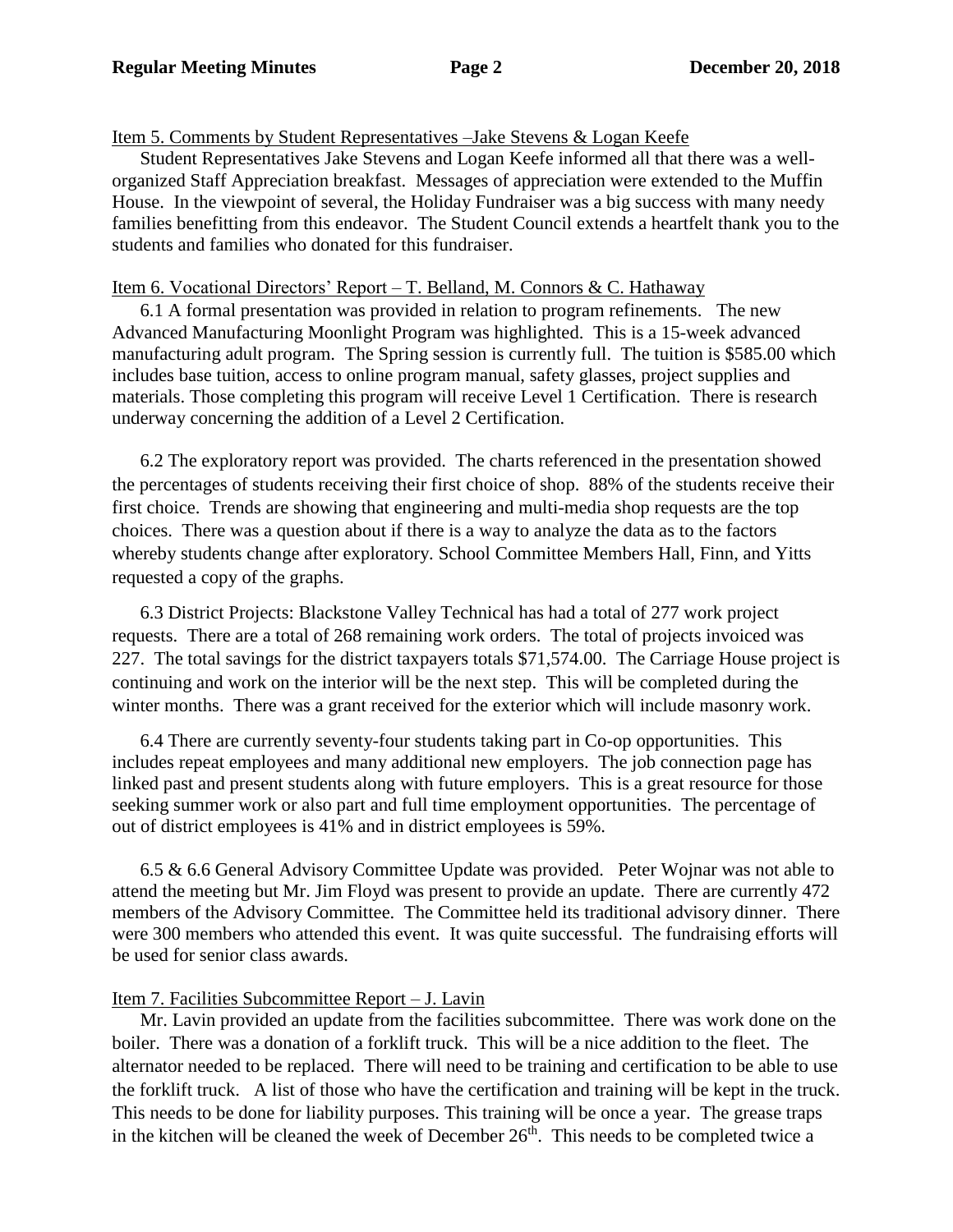Item 5. Comments by Student Representatives –Jake Stevens & Logan Keefe

Student Representatives Jake Stevens and Logan Keefe informed all that there was a well-organized Staff Appreciation breakfast. Messages of appreciation were extended to the Muffin House. In the viewpoint of several, the Holiday Fundraiser was a big success with many needy families benefitting from this endeavor. The Student Council extends a heartfelt thank you to the students and families who donated for this fundraiser.

Item 6. Vocational Directors' Report – T. Belland, M. Connors & C. Hathaway

6.1 A formal presentation was provided in relation to program refinements. The new Advanced Manufacturing Moonlight Program was highlighted. This is a 15-week advanced manufacturing adult program. The Spring session is currently full. The tuition is $585.00 which includes base tuition, access to online program manual, safety glasses, project supplies and materials. Those completing this program will receive Level 1 Certification. There is research underway concerning the addition of a Level 2 Certification.

6.2 The exploratory report was provided. The charts referenced in the presentation showed the percentages of students receiving their first choice of shop. 88% of the students receive their first choice. Trends are showing that engineering and multi-media shop requests are the top choices. There was a question about if there is a way to analyze the data as to the factors whereby students change after exploratory. School Committee Members Hall, Finn, and Yitts requested a copy of the graphs.

6.3 District Projects: Blackstone Valley Technical has had a total of 277 work project requests. There are a total of 268 remaining work orders. The total of projects invoiced was 227. The total savings for the district taxpayers totals $71,574.00. The Carriage House project is continuing and work on the interior will be the next step. This will be completed during the winter months. There was a grant received for the exterior which will include masonry work.

6.4 There are currently seventy-four students taking part in Co-op opportunities. This includes repeat employees and many additional new employers. The job connection page has linked past and present students along with future employers. This is a great resource for those seeking summer work or also part and full time employment opportunities. The percentage of out of district employees is 41% and in district employees is 59%.

6.5 & 6.6 General Advisory Committee Update was provided. Peter Wojnar was not able to attend the meeting but Mr. Jim Floyd was present to provide an update. There are currently 472 members of the Advisory Committee. The Committee held its traditional advisory dinner. There were 300 members who attended this event. It was quite successful. The fundraising efforts will be used for senior class awards.

Item 7. Facilities Subcommittee Report – J. Lavin

Mr. Lavin provided an update from the facilities subcommittee. There was work done on the boiler. There was a donation of a forklift truck. This will be a nice addition to the fleet. The alternator needed to be replaced. There will need to be training and certification to be able to use the forklift truck. A list of those who have the certification and training will be kept in the truck. This needs to be done for liability purposes. This training will be once a year. The grease traps in the kitchen will be cleaned the week of December 26th. This needs to be completed twice a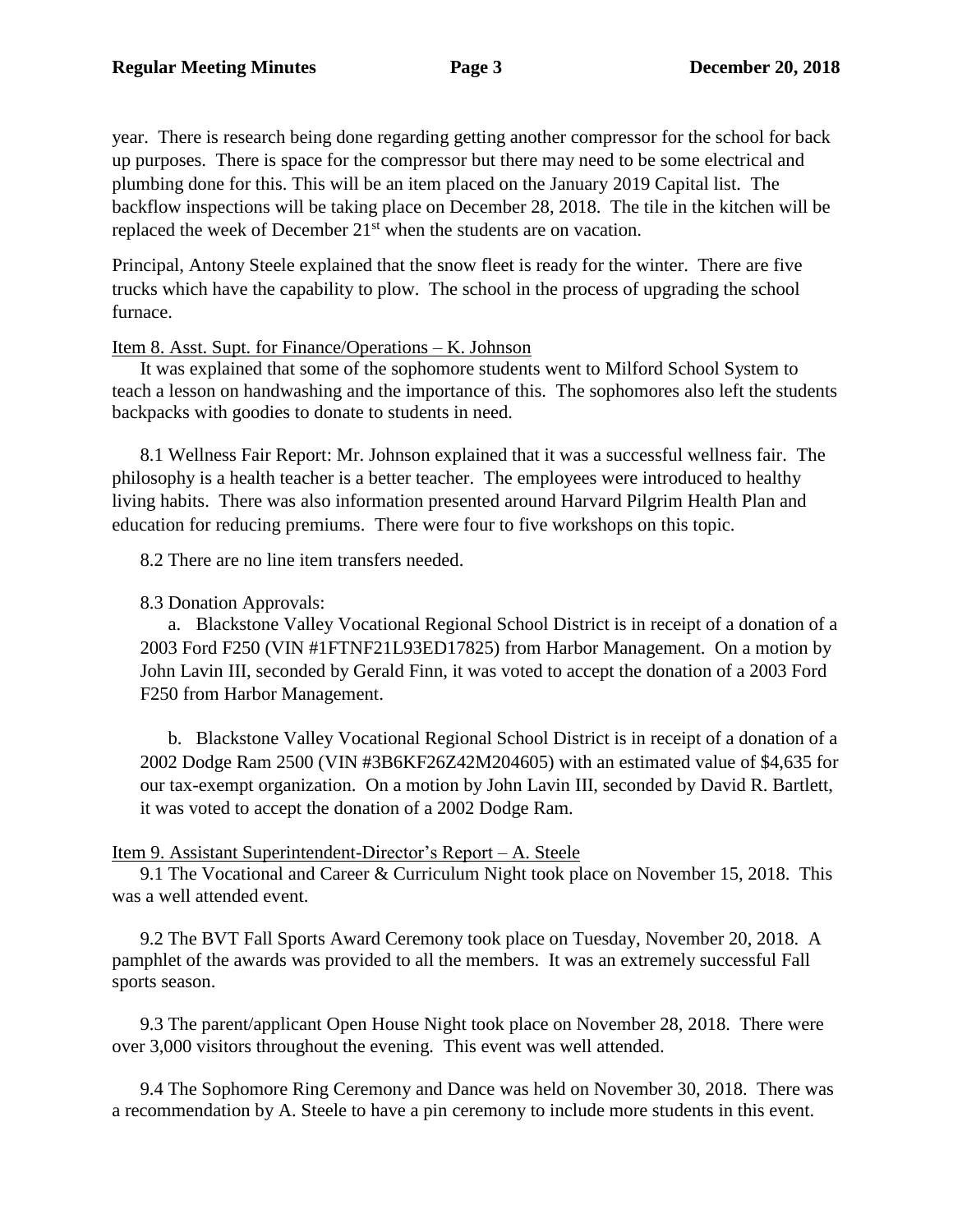year. There is research being done regarding getting another compressor for the school for back up purposes. There is space for the compressor but there may need to be some electrical and plumbing done for this. This will be an item placed on the January 2019 Capital list. The backflow inspections will be taking place on December 28, 2018. The tile in the kitchen will be replaced the week of December 21st when the students are on vacation.

Principal, Antony Steele explained that the snow fleet is ready for the winter. There are five trucks which have the capability to plow. The school in the process of upgrading the school furnace.

Item 8. Asst. Supt. for Finance/Operations – K. Johnson

It was explained that some of the sophomore students went to Milford School System to teach a lesson on handwashing and the importance of this. The sophomores also left the students backpacks with goodies to donate to students in need.

8.1 Wellness Fair Report: Mr. Johnson explained that it was a successful wellness fair. The philosophy is a health teacher is a better teacher. The employees were introduced to healthy living habits. There was also information presented around Harvard Pilgrim Health Plan and education for reducing premiums. There were four to five workshops on this topic.

8.2 There are no line item transfers needed.

8.3 Donation Approvals:

a. Blackstone Valley Vocational Regional School District is in receipt of a donation of a 2003 Ford F250 (VIN #1FTNF21L93ED17825) from Harbor Management. On a motion by John Lavin III, seconded by Gerald Finn, it was voted to accept the donation of a 2003 Ford F250 from Harbor Management.

b. Blackstone Valley Vocational Regional School District is in receipt of a donation of a 2002 Dodge Ram 2500 (VIN #3B6KF26Z42M204605) with an estimated value of $4,635 for our tax-exempt organization. On a motion by John Lavin III, seconded by David R. Bartlett, it was voted to accept the donation of a 2002 Dodge Ram.

Item 9. Assistant Superintendent-Director's Report – A. Steele

9.1 The Vocational and Career & Curriculum Night took place on November 15, 2018. This was a well attended event.

9.2 The BVT Fall Sports Award Ceremony took place on Tuesday, November 20, 2018. A pamphlet of the awards was provided to all the members. It was an extremely successful Fall sports season.

9.3 The parent/applicant Open House Night took place on November 28, 2018. There were over 3,000 visitors throughout the evening. This event was well attended.

9.4 The Sophomore Ring Ceremony and Dance was held on November 30, 2018. There was a recommendation by A. Steele to have a pin ceremony to include more students in this event.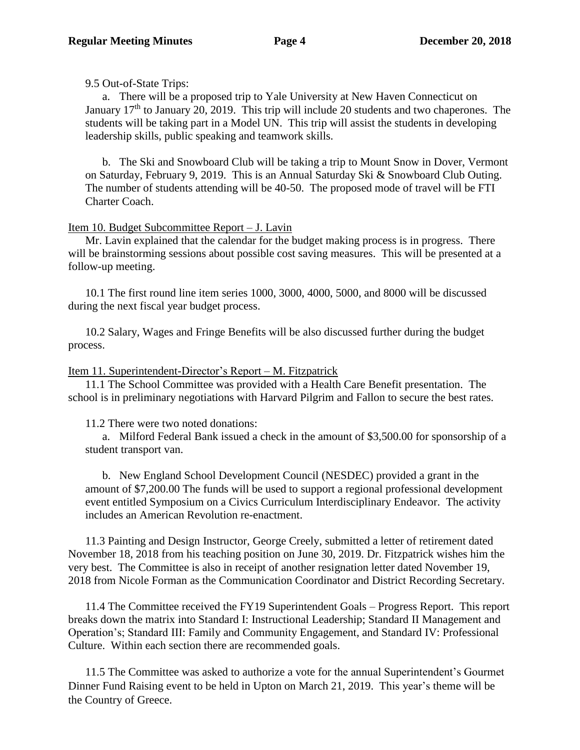9.5 Out-of-State Trips:

a. There will be a proposed trip to Yale University at New Haven Connecticut on January 17th to January 20, 2019. This trip will include 20 students and two chaperones. The students will be taking part in a Model UN. This trip will assist the students in developing leadership skills, public speaking and teamwork skills.

b. The Ski and Snowboard Club will be taking a trip to Mount Snow in Dover, Vermont on Saturday, February 9, 2019. This is an Annual Saturday Ski & Snowboard Club Outing. The number of students attending will be 40-50. The proposed mode of travel will be FTI Charter Coach.

<u>Item 10. Budget Subcommittee Report – J. Lavin</u>

Mr. Lavin explained that the calendar for the budget making process is in progress. There will be brainstorming sessions about possible cost saving measures. This will be presented at a follow-up meeting.

10.1 The first round line item series 1000, 3000, 4000, 5000, and 8000 will be discussed during the next fiscal year budget process.

10.2 Salary, Wages and Fringe Benefits will be also discussed further during the budget process.

<u>Item 11. Superintendent-Director's Report – M. Fitzpatrick</u>

11.1 The School Committee was provided with a Health Care Benefit presentation. The school is in preliminary negotiations with Harvard Pilgrim and Fallon to secure the best rates.

11.2 There were two noted donations:

a. Milford Federal Bank issued a check in the amount of $3,500.00 for sponsorship of a student transport van.

b. New England School Development Council (NESDEC) provided a grant in the amount of $7,200.00 The funds will be used to support a regional professional development event entitled Symposium on a Civics Curriculum Interdisciplinary Endeavor. The activity includes an American Revolution re-enactment.

11.3 Painting and Design Instructor, George Creely, submitted a letter of retirement dated November 18, 2018 from his teaching position on June 30, 2019. Dr. Fitzpatrick wishes him the very best. The Committee is also in receipt of another resignation letter dated November 19, 2018 from Nicole Forman as the Communication Coordinator and District Recording Secretary.

11.4 The Committee received the FY19 Superintendent Goals – Progress Report. This report breaks down the matrix into Standard I: Instructional Leadership; Standard II Management and Operation's; Standard III: Family and Community Engagement, and Standard IV: Professional Culture. Within each section there are recommended goals.

11.5 The Committee was asked to authorize a vote for the annual Superintendent's Gourmet Dinner Fund Raising event to be held in Upton on March 21, 2019. This year's theme will be the Country of Greece.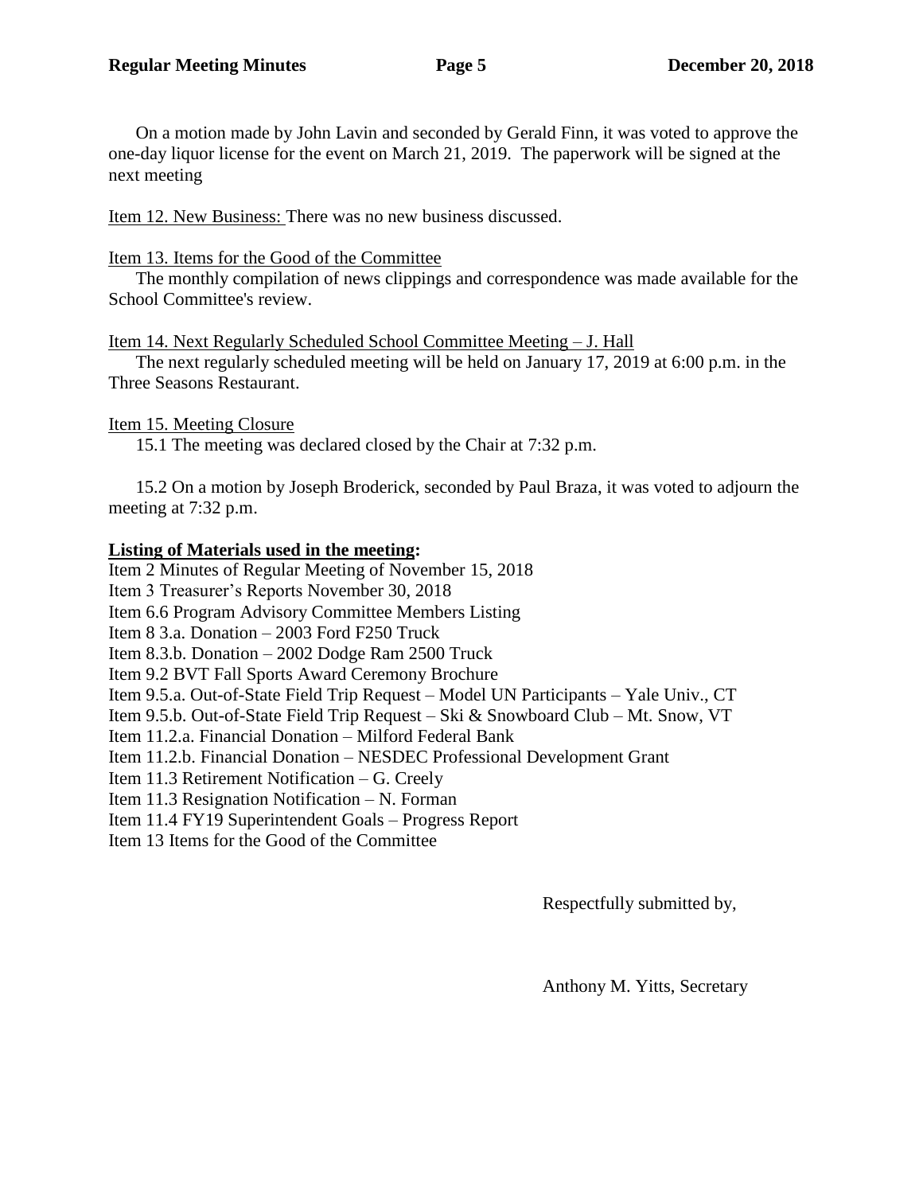On a motion made by John Lavin and seconded by Gerald Finn, it was voted to approve the one-day liquor license for the event on March 21, 2019. The paperwork will be signed at the next meeting

Item 12. New Business: There was no new business discussed.

Item 13. Items for the Good of the Committee

The monthly compilation of news clippings and correspondence was made available for the School Committee's review.

Item 14. Next Regularly Scheduled School Committee Meeting – J. Hall

The next regularly scheduled meeting will be held on January 17, 2019 at 6:00 p.m. in the Three Seasons Restaurant.

Item 15. Meeting Closure

15.1 The meeting was declared closed by the Chair at 7:32 p.m.

15.2 On a motion by Joseph Broderick, seconded by Paul Braza, it was voted to adjourn the meeting at 7:32 p.m.

**Listing of Materials used in the meeting:**

Item 2 Minutes of Regular Meeting of November 15, 2018
Item 3 Treasurer's Reports November 30, 2018
Item 6.6 Program Advisory Committee Members Listing
Item 8 3.a. Donation – 2003 Ford F250 Truck
Item 8.3.b. Donation – 2002 Dodge Ram 2500 Truck
Item 9.2 BVT Fall Sports Award Ceremony Brochure
Item 9.5.a. Out-of-State Field Trip Request – Model UN Participants – Yale Univ., CT
Item 9.5.b. Out-of-State Field Trip Request – Ski & Snowboard Club – Mt. Snow, VT
Item 11.2.a. Financial Donation – Milford Federal Bank
Item 11.2.b. Financial Donation – NESDEC Professional Development Grant
Item 11.3 Retirement Notification – G. Creely
Item 11.3 Resignation Notification – N. Forman
Item 11.4 FY19 Superintendent Goals – Progress Report
Item 13 Items for the Good of the Committee

Respectfully submitted by,

Anthony M. Yitts, Secretary